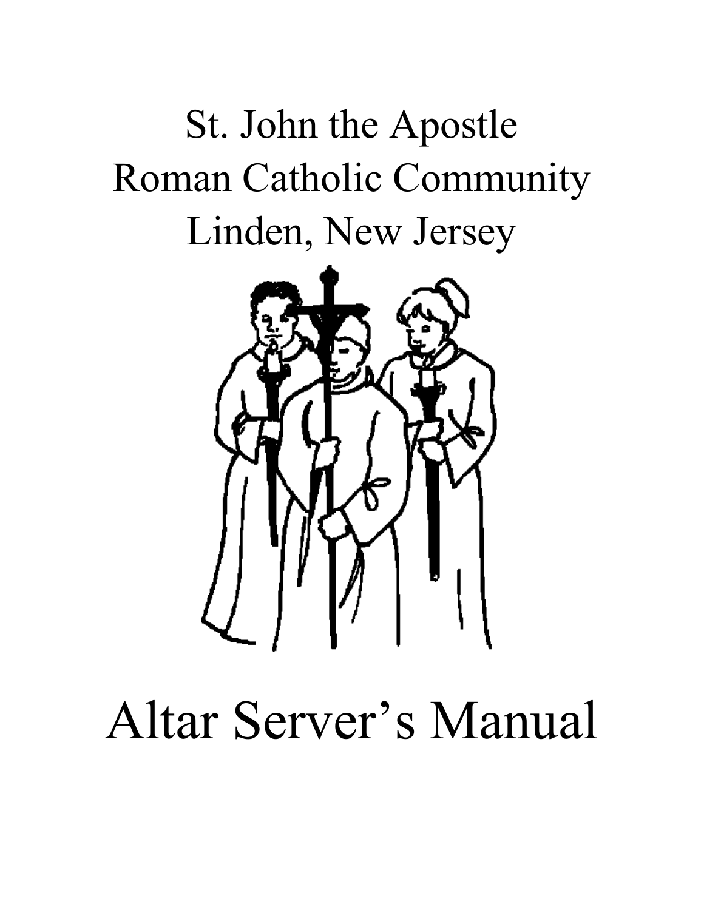# St. John the Apostle Roman Catholic Community Linden, New Jersey

# Altar Server's Manual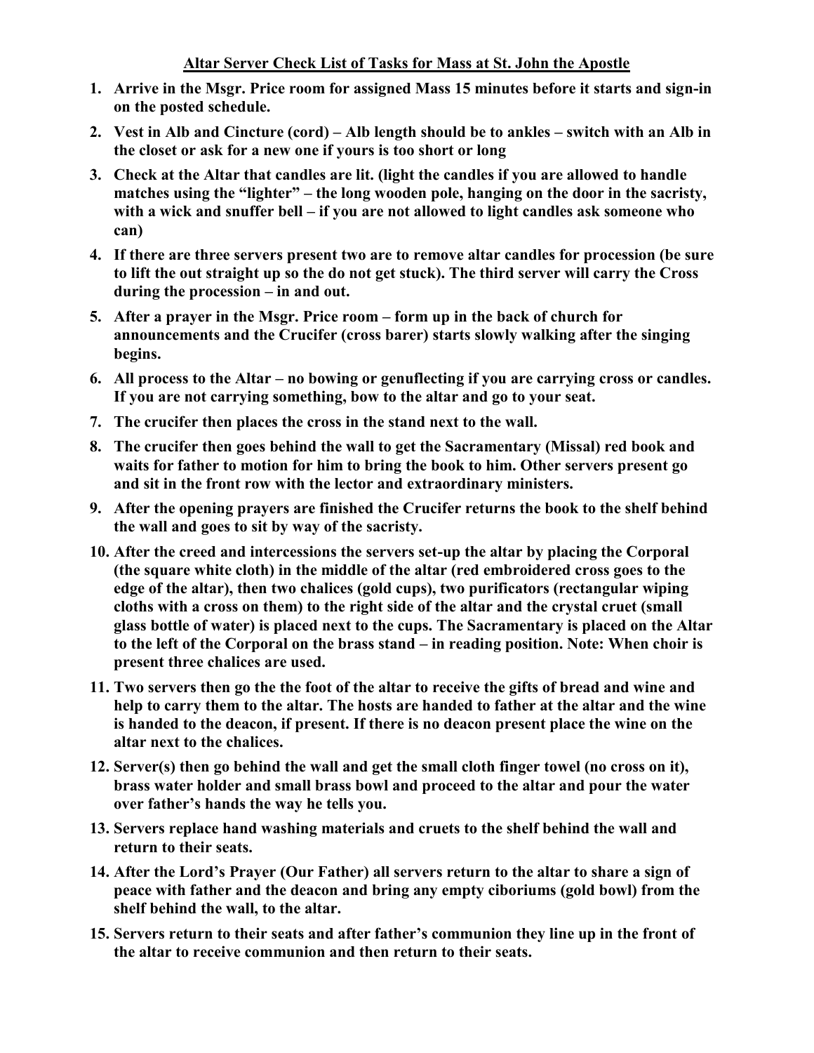**Altar Server Check List of Tasks for Mass at St. John the Apostle**

1. **Arrive in the Msgr. Price room for assigned Mass 15 minutes before it starts and sign-in on the posted schedule.**
2. **Vest in Alb and Cincture (cord) – Alb length should be to ankles – switch with an Alb in the closet or ask for a new one if yours is too short or long**
3. **Check at the Altar that candles are lit. (light the candles if you are allowed to handle matches using the "lighter" – the long wooden pole, hanging on the door in the sacristy, with a wick and snuffer bell – if you are not allowed to light candles ask someone who can)**
4. **If there are three servers present two are to remove altar candles for procession (be sure to lift the out straight up so the do not get stuck). The third server will carry the Cross during the procession – in and out.**
5. **After a prayer in the Msgr. Price room – form up in the back of church for announcements and the Crucifer (cross barer) starts slowly walking after the singing begins.**
6. **All process to the Altar – no bowing or genuflecting if you are carrying cross or candles. If you are not carrying something, bow to the altar and go to your seat.**
7. **The crucifer then places the cross in the stand next to the wall.**
8. **The crucifer then goes behind the wall to get the Sacramentary (Missal) red book and waits for father to motion for him to bring the book to him. Other servers present go and sit in the front row with the lector and extraordinary ministers.**
9. **After the opening prayers are finished the Crucifer returns the book to the shelf behind the wall and goes to sit by way of the sacristy.**
10. **After the creed and intercessions the servers set-up the altar by placing the Corporal (the square white cloth) in the middle of the altar (red embroidered cross goes to the edge of the altar), then two chalices (gold cups), two purificators (rectangular wiping cloths with a cross on them) to the right side of the altar and the crystal cruet (small glass bottle of water) is placed next to the cups. The Sacramentary is placed on the Altar to the left of the Corporal on the brass stand – in reading position. Note: When choir is present three chalices are used.**
11. **Two servers then go the the foot of the altar to receive the gifts of bread and wine and help to carry them to the altar. The hosts are handed to father at the altar and the wine is handed to the deacon, if present. If there is no deacon present place the wine on the altar next to the chalices.**
12. **Server(s) then go behind the wall and get the small cloth finger towel (no cross on it), brass water holder and small brass bowl and proceed to the altar and pour the water over father's hands the way he tells you.**
13. **Servers replace hand washing materials and cruets to the shelf behind the wall and return to their seats.**
14. **After the Lord's Prayer (Our Father) all servers return to the altar to share a sign of peace with father and the deacon and bring any empty ciboriums (gold bowl) from the shelf behind the wall, to the altar.**
15. **Servers return to their seats and after father's communion they line up in the front of the altar to receive communion and then return to their seats.**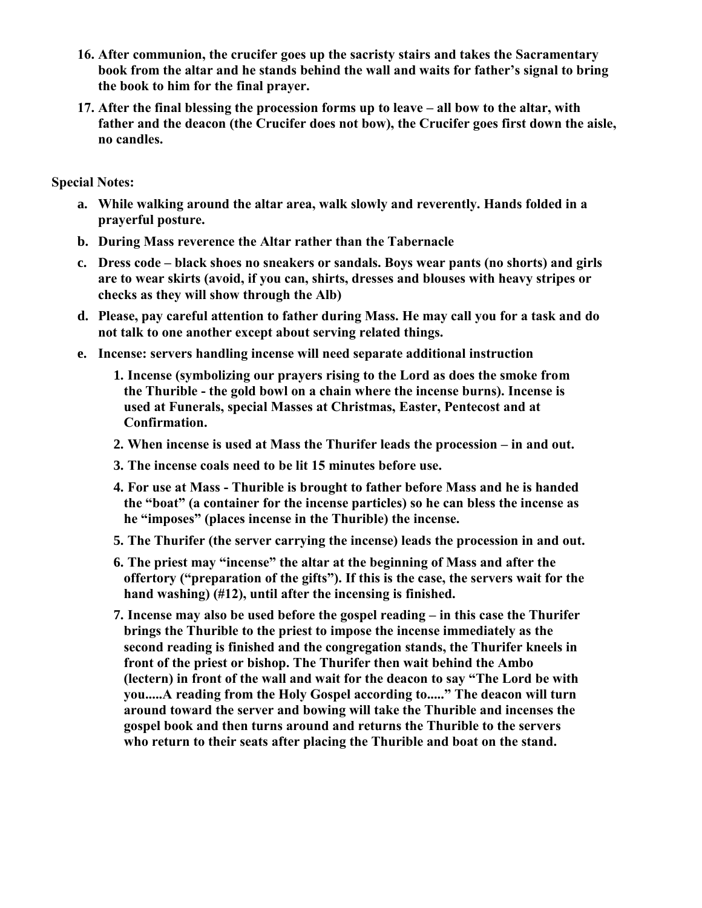16. **After communion, the crucifer goes up the sacristy stairs and takes the Sacramentary book from the altar and he stands behind the wall and waits for father's signal to bring the book to him for the final prayer.**
17. **After the final blessing the procession forms up to leave – all bow to the altar, with father and the deacon (the Crucifer does not bow), the Crucifer goes first down the aisle, no candles.**

**Special Notes:**

a. **While walking around the altar area, walk slowly and reverently. Hands folded in a prayerful posture.**

b. **During Mass reverence the Altar rather than the Tabernacle**

c. **Dress code – black shoes no sneakers or sandals. Boys wear pants (no shorts) and girls are to wear skirts (avoid, if you can, shirts, dresses and blouses with heavy stripes or checks as they will show through the Alb)**

d. **Please, pay careful attention to father during Mass. He may call you for a task and do not talk to one another except about serving related things.**

e. **Incense: servers handling incense will need separate additional instruction**

   1. **Incense (symbolizing our prayers rising to the Lord as does the smoke from the Thurible - the gold bowl on a chain where the incense burns). Incense is used at Funerals, special Masses at Christmas, Easter, Pentecost and at Confirmation.**
   2. **When incense is used at Mass the Thurifer leads the procession – in and out.**
   3. **The incense coals need to be lit 15 minutes before use.**
   4. **For use at Mass - Thurible is brought to father before Mass and he is handed the "boat" (a container for the incense particles) so he can bless the incense as he "imposes" (places incense in the Thurible) the incense.**
   5. **The Thurifer (the server carrying the incense) leads the procession in and out.**
   6. **The priest may "incense" the altar at the beginning of Mass and after the offertory ("preparation of the gifts"). If this is the case, the servers wait for the hand washing) (#12), until after the incensing is finished.**
   7. **Incense may also be used before the gospel reading – in this case the Thurifer brings the Thurible to the priest to impose the incense immediately as the second reading is finished and the congregation stands, the Thurifer kneels in front of the priest or bishop. The Thurifer then wait behind the Ambo (lectern) in front of the wall and wait for the deacon to say "The Lord be with you.....A reading from the Holy Gospel according to....." The deacon will turn around toward the server and bowing will take the Thurible and incenses the gospel book and then turns around and returns the Thurible to the servers who return to their seats after placing the Thurible and boat on the stand.**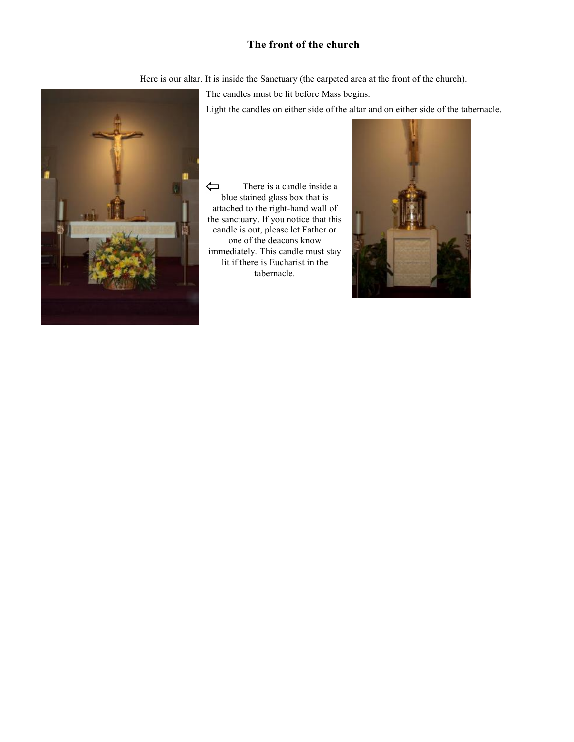## The front of the church

Here is our altar. It is inside the Sanctuary (the carpeted area at the front of the church).

The candles must be lit before Mass begins.

Light the candles on either side of the altar and on either side of the tabernacle.

⇦ There is a candle inside a blue stained glass box that is attached to the right-hand wall of the sanctuary. If you notice that this candle is out, please let Father or one of the deacons know immediately. This candle must stay lit if there is Eucharist in the tabernacle.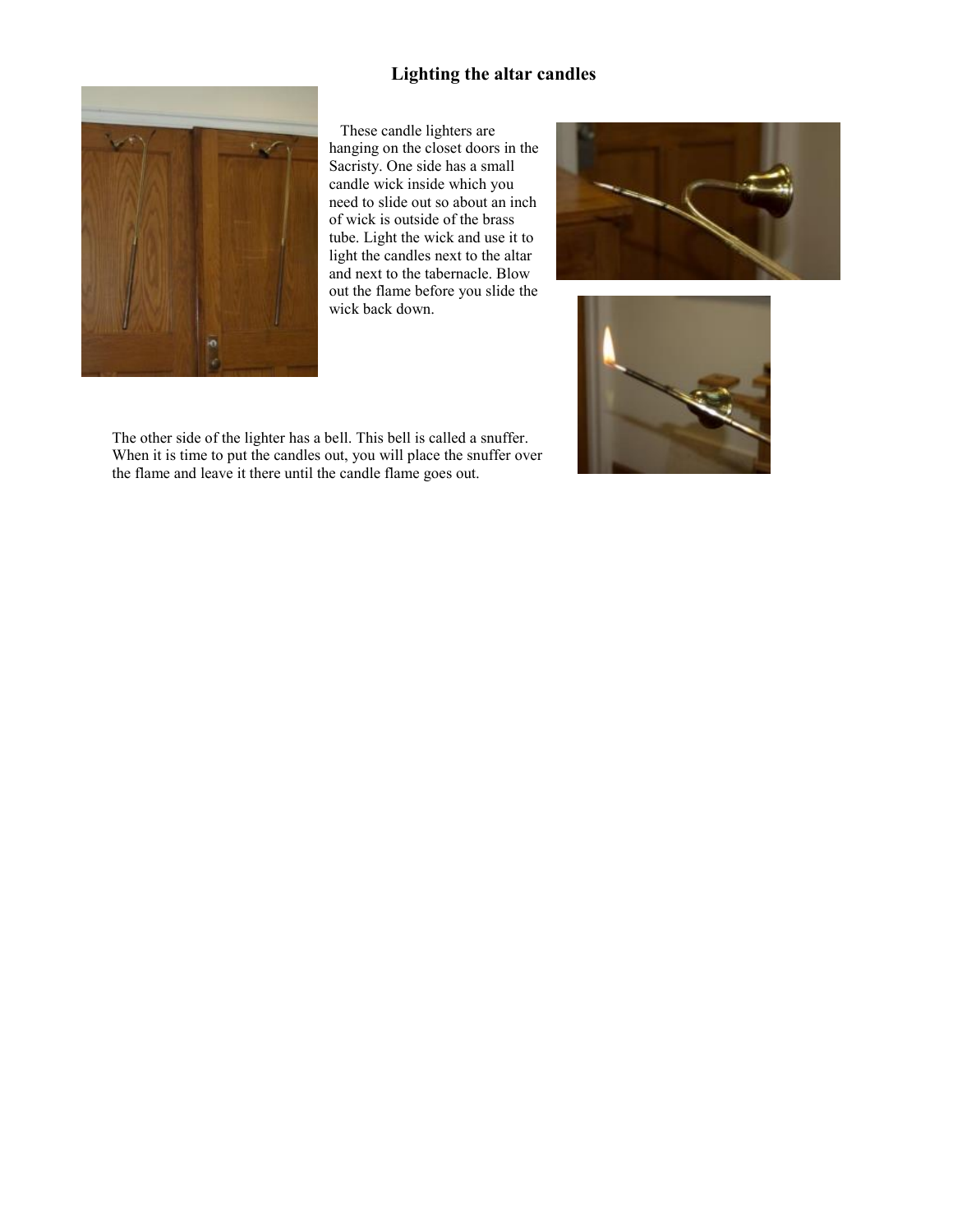# Lighting the altar candles

These candle lighters are hanging on the closet doors in the Sacristy. One side has a small candle wick inside which you need to slide out so about an inch of wick is outside of the brass tube. Light the wick and use it to light the candles next to the altar and next to the tabernacle. Blow out the flame before you slide the wick back down.

The other side of the lighter has a bell. This bell is called a snuffer. When it is time to put the candles out, you will place the snuffer over the flame and leave it there until the candle flame goes out.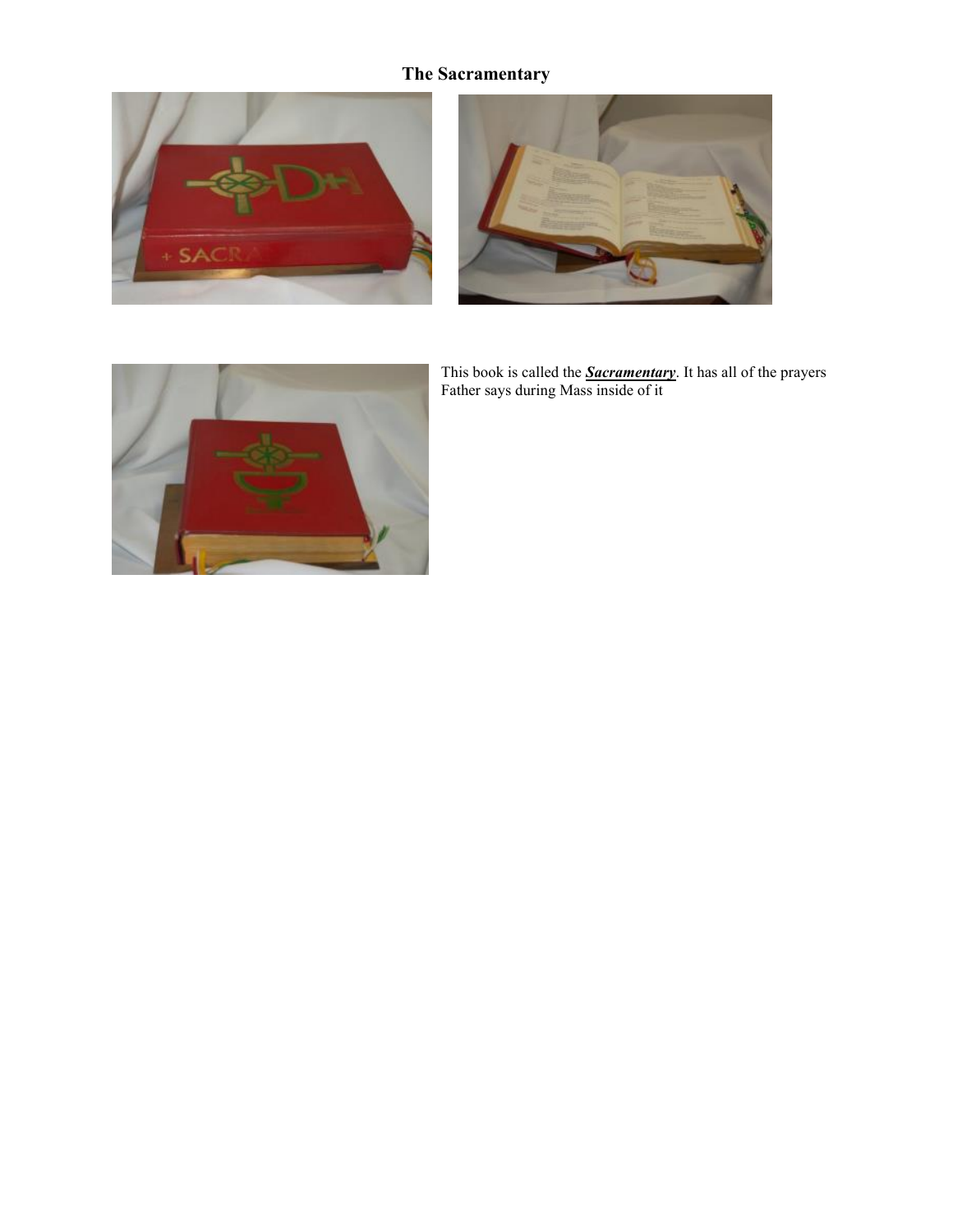# The Sacramentary

This book is called the ***Sacramentary***. It has all of the prayers Father says during Mass inside of it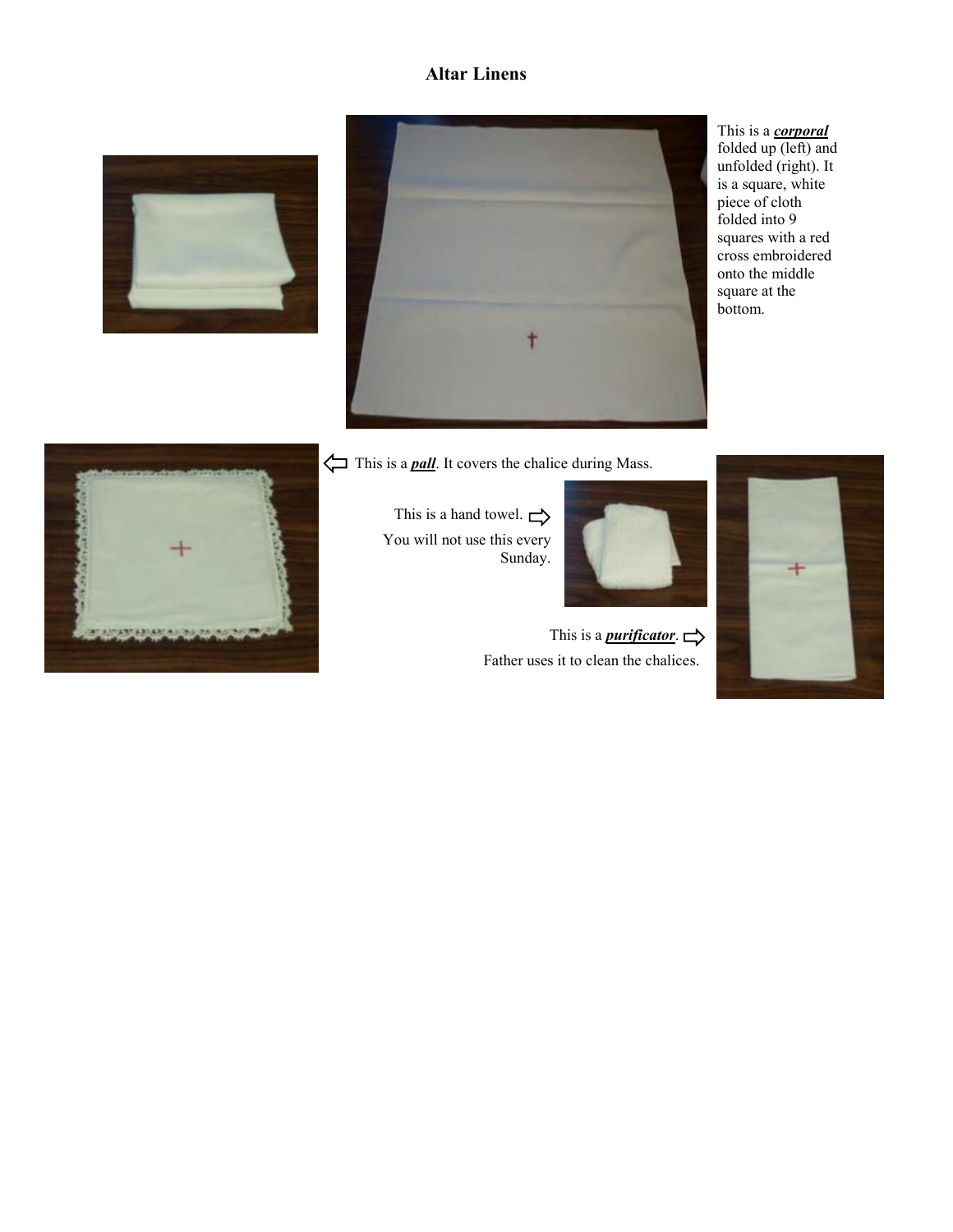# Altar Linens

This is a ***corporal*** folded up (left) and unfolded (right). It is a square, white piece of cloth folded into 9 squares with a red cross embroidered onto the middle square at the bottom.

⇦ This is a ***pall***. It covers the chalice during Mass.

This is a hand towel. ⇨

You will not use this every Sunday.

This is a ***purificator***. ⇨

Father uses it to clean the chalices.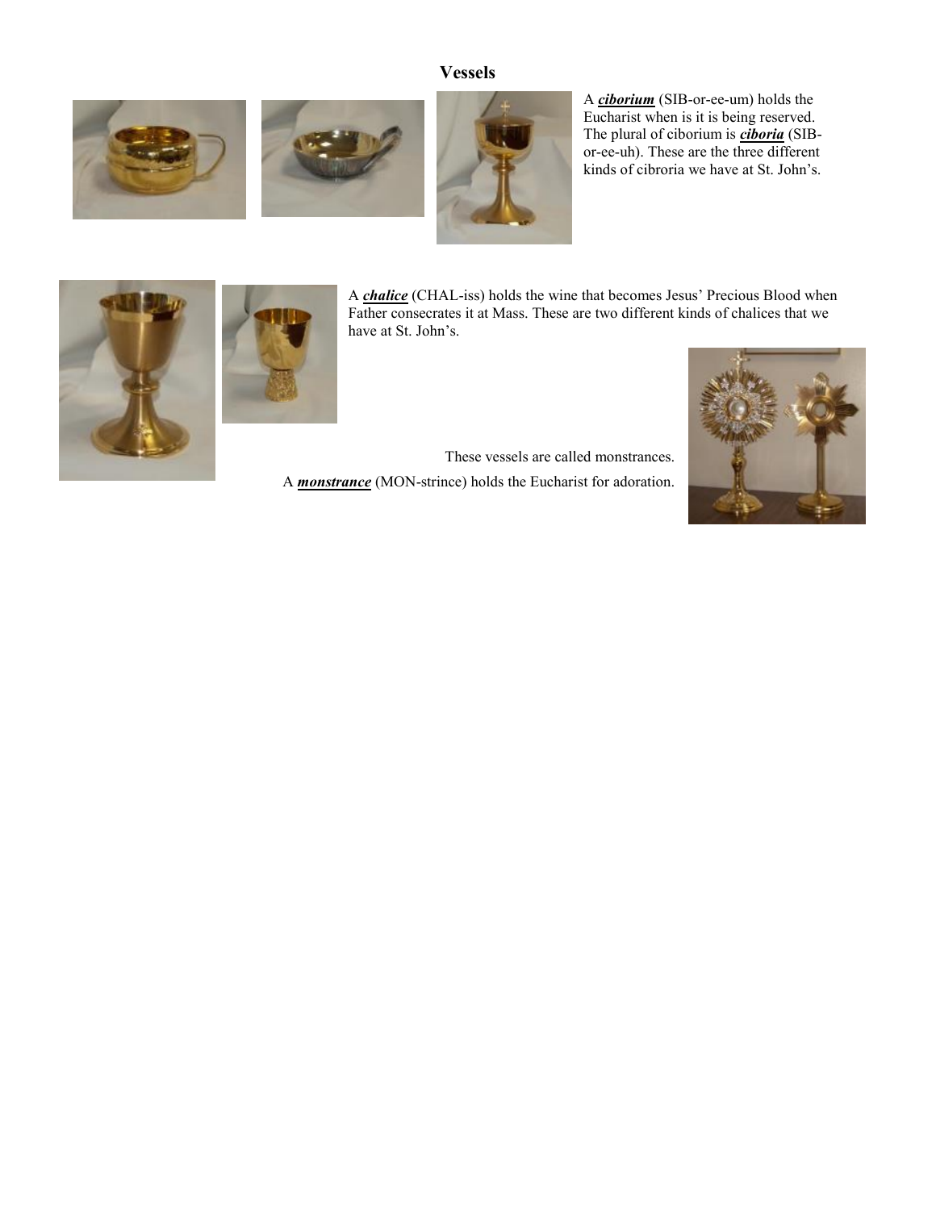# Vessels

A ***ciborium*** (SIB-or-ee-um) holds the Eucharist when is it is being reserved. The plural of ciborium is ***ciboria*** (SIB-or-ee-uh). These are the three different kinds of cibroria we have at St. John's.

A ***chalice*** (CHAL-iss) holds the wine that becomes Jesus' Precious Blood when Father consecrates it at Mass. These are two different kinds of chalices that we have at St. John's.

These vessels are called monstrances.

A ***monstrance*** (MON-strince) holds the Eucharist for adoration.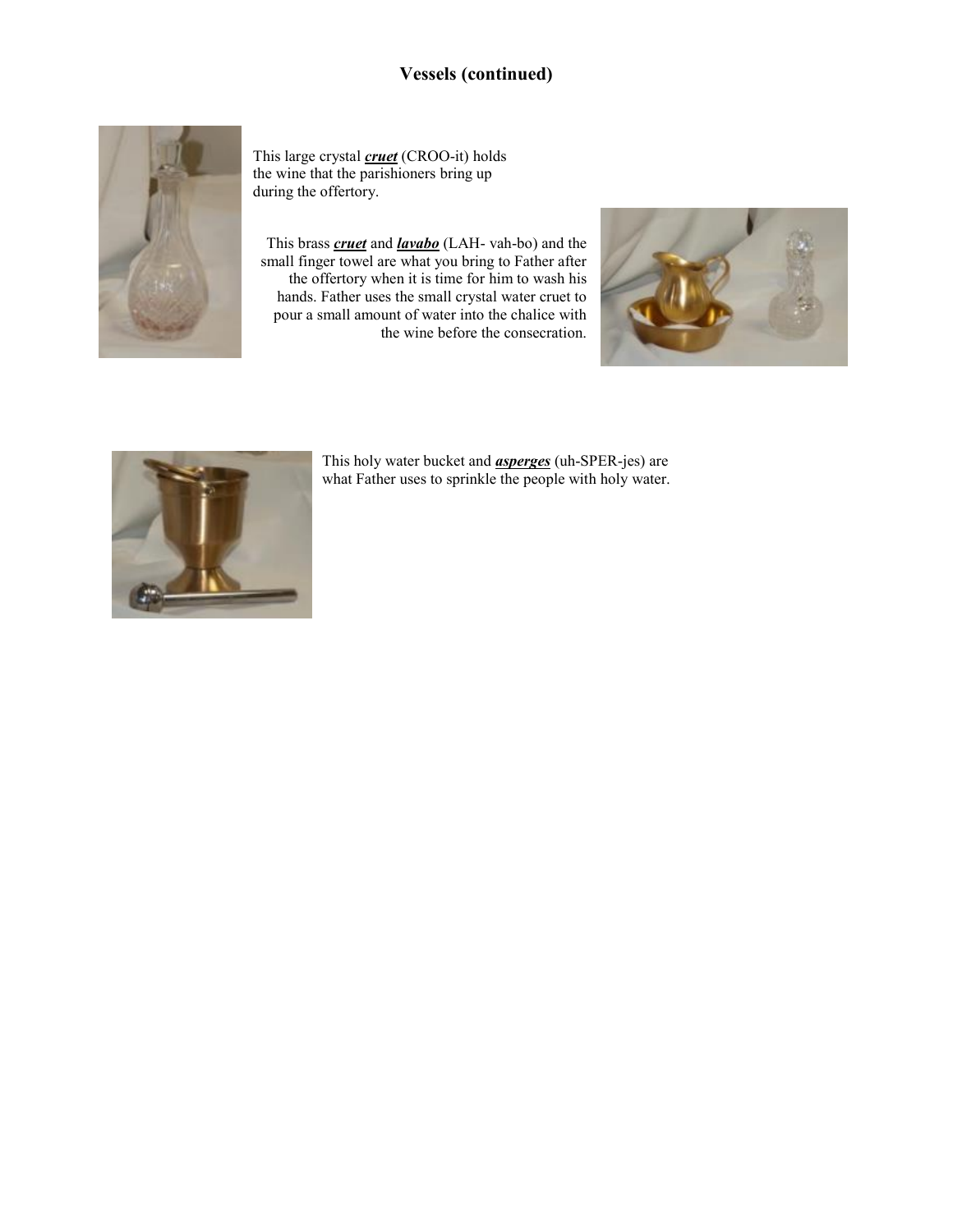## Vessels (continued)

This large crystal ***cruet*** (CROO-it) holds the wine that the parishioners bring up during the offertory.

This brass ***cruet*** and ***lavabo*** (LAH- vah-bo) and the small finger towel are what you bring to Father after the offertory when it is time for him to wash his hands. Father uses the small crystal water cruet to pour a small amount of water into the chalice with the wine before the consecration.

This holy water bucket and ***asperges*** (uh-SPER-jes) are what Father uses to sprinkle the people with holy water.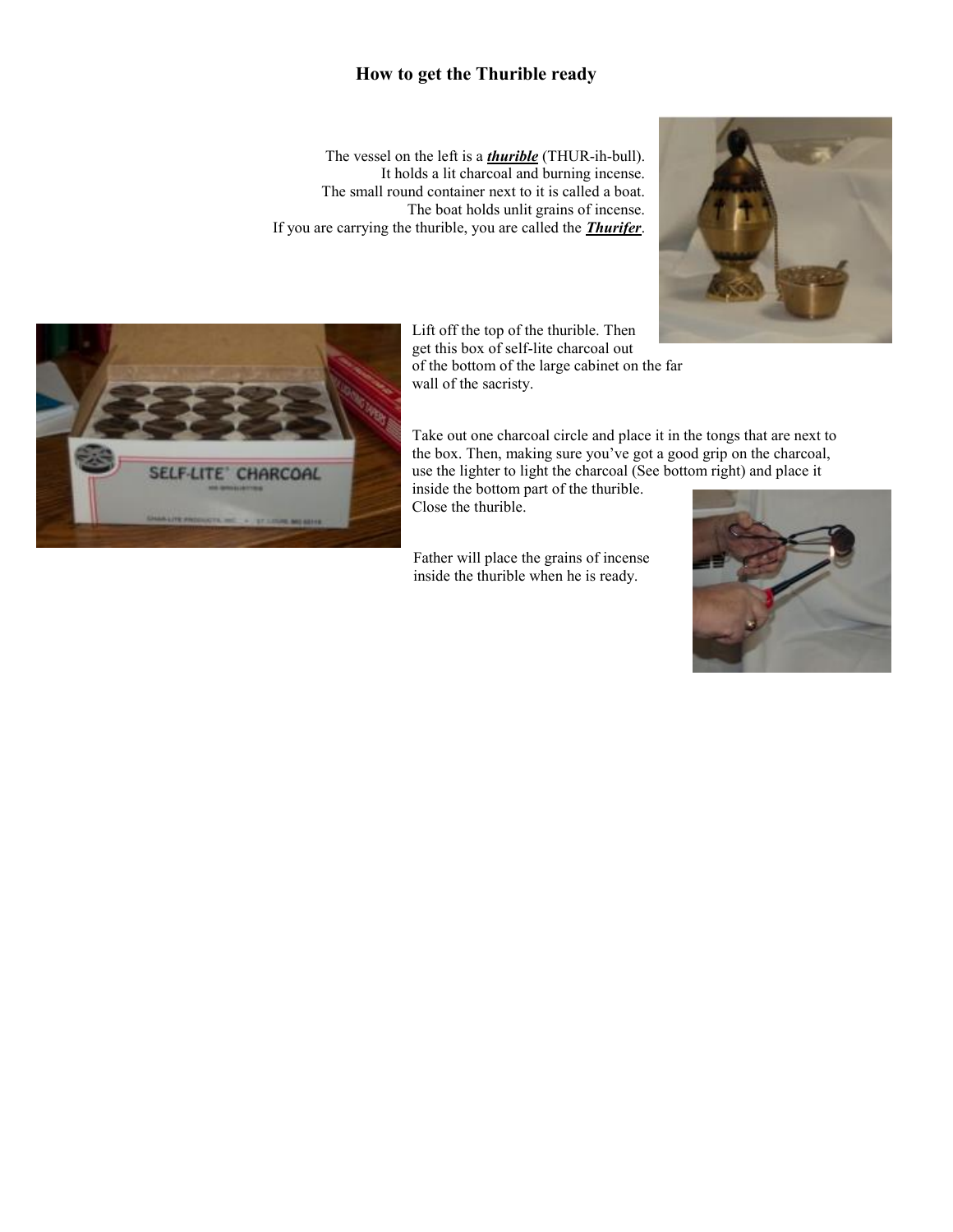# How to get the Thurible ready

The vessel on the left is a ***thurible*** (THUR-ih-bull).
It holds a lit charcoal and burning incense.
The small round container next to it is called a boat.
The boat holds unlit grains of incense.
If you are carrying the thurible, you are called the ***Thurifer***.

Lift off the top of the thurible. Then get this box of self-lite charcoal out of the bottom of the large cabinet on the far wall of the sacristy.

Take out one charcoal circle and place it in the tongs that are next to the box. Then, making sure you've got a good grip on the charcoal, use the lighter to light the charcoal (See bottom right) and place it inside the bottom part of the thurible.
Close the thurible.

Father will place the grains of incense inside the thurible when he is ready.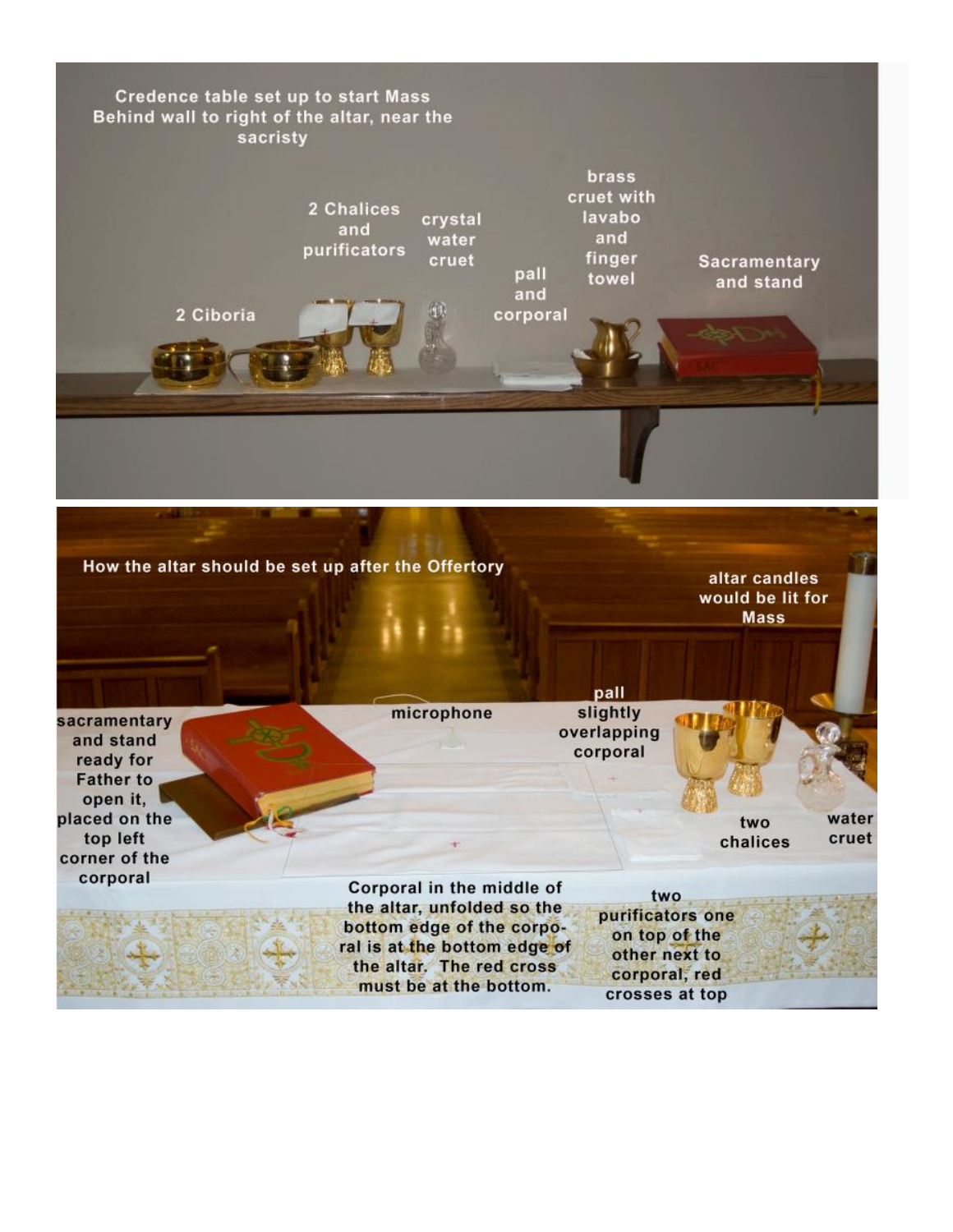Credence table set up to start Mass
Behind wall to right of the altar, near the sacristy

2 Ciboria

2 Chalices and purificators

crystal water cruet

pall and corporal

brass cruet with lavabo and finger towel

Sacramentary and stand

How the altar should be set up after the Offertory

altar candles would be lit for Mass

sacramentary and stand ready for Father to open it, placed on the top left corner of the corporal

microphone

pall slightly overlapping corporal

two chalices

water cruet

Corporal in the middle of the altar, unfolded so the bottom edge of the corporal is at the bottom edge of the altar. The red cross must be at the bottom.

two purificators one on top of the other next to corporal, red crosses at top